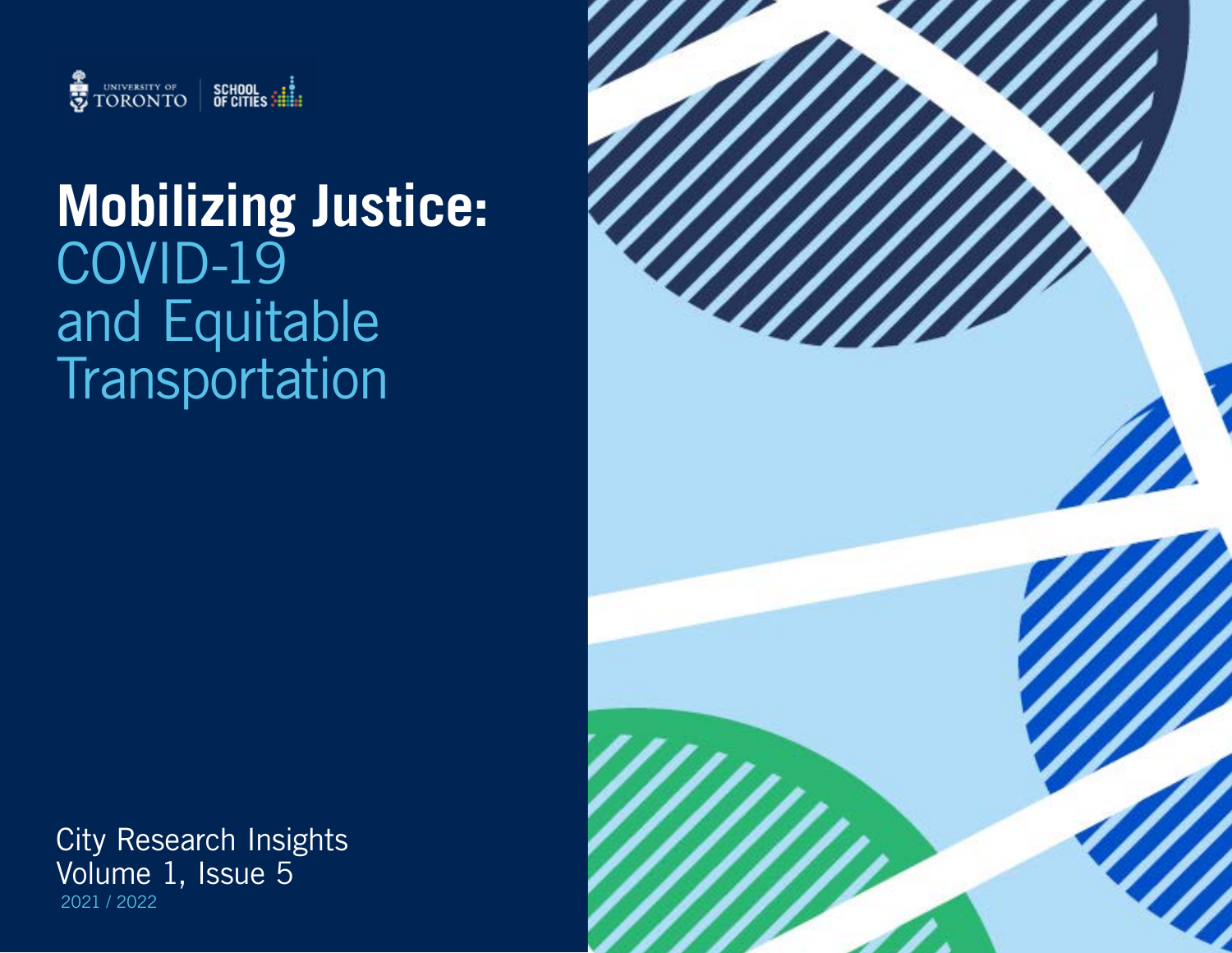UNIVERSITY OF TORONTO | SCHOOL OF CITIES

# Mobilizing Justice: COVID-19 and Equitable Transportation

City Research Insights
Volume 1, Issue 5
2021 / 2022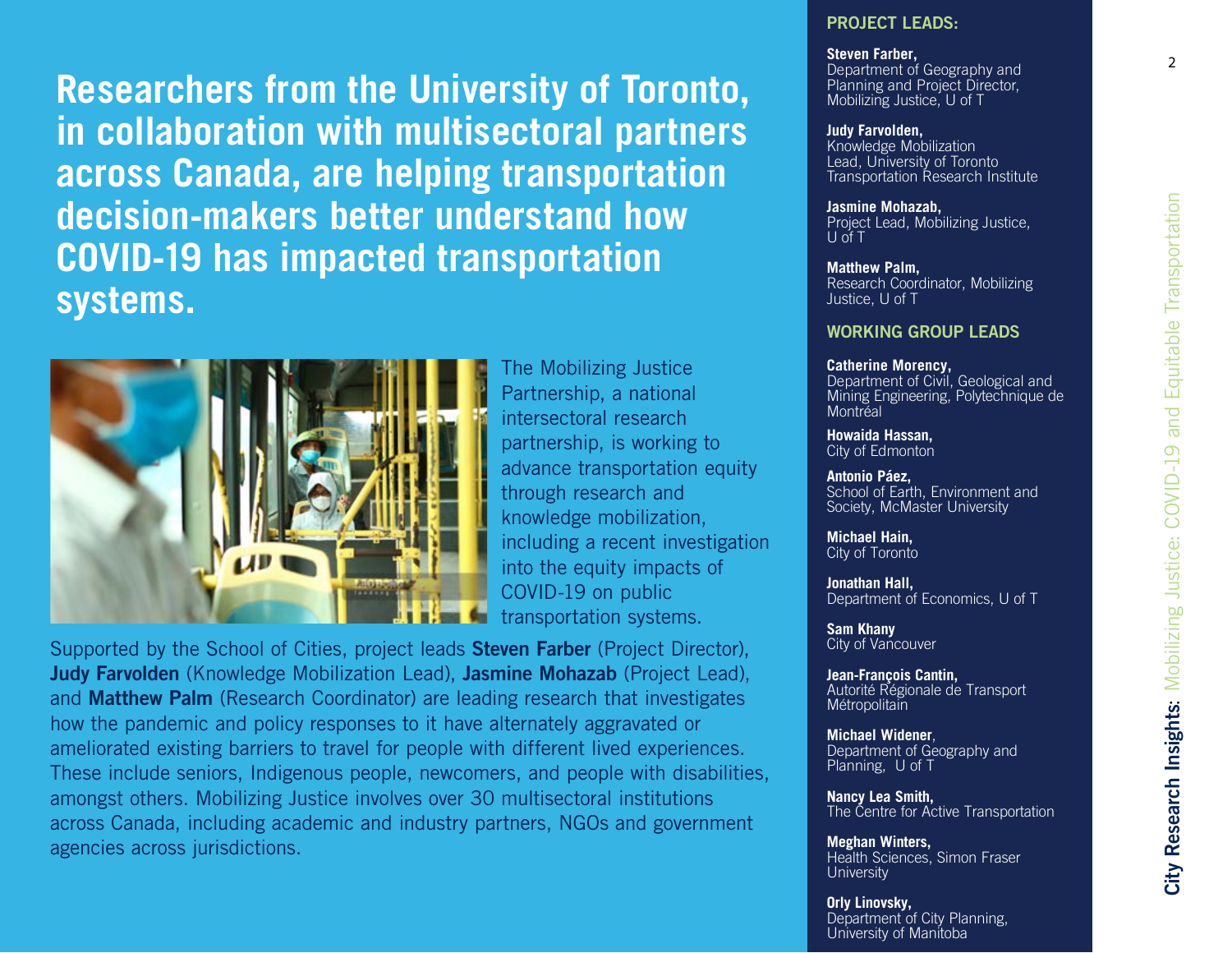# Researchers from the University of Toronto, in collaboration with multisectoral partners across Canada, are helping transportation decision-makers better understand how COVID-19 has impacted transportation systems.

The Mobilizing Justice Partnership, a national intersectoral research partnership, is working to advance transportation equity through research and knowledge mobilization, including a recent investigation into the equity impacts of COVID-19 on public transportation systems.

Supported by the School of Cities, project leads **Steven Farber** (Project Director), **Judy Farvolden** (Knowledge Mobilization Lead), **Jasmine Mohazab** (Project Lead), and **Matthew Palm** (Research Coordinator) are leading research that investigates how the pandemic and policy responses to it have alternately aggravated or ameliorated existing barriers to travel for people with different lived experiences. These include seniors, Indigenous people, newcomers, and people with disabilities, amongst others. Mobilizing Justice involves over 30 multisectoral institutions across Canada, including academic and industry partners, NGOs and government agencies across jurisdictions.

## PROJECT LEADS:

**Steven Farber,**
Department of Geography and Planning and Project Director, Mobilizing Justice, U of T

**Judy Farvolden,**
Knowledge Mobilization Lead, University of Toronto Transportation Research Institute

**Jasmine Mohazab,**
Project Lead, Mobilizing Justice, U of T

**Matthew Palm,**
Research Coordinator, Mobilizing Justice, U of T

## WORKING GROUP LEADS

**Catherine Morency,**
Department of Civil, Geological and Mining Engineering, Polytechnique de Montréal

**Howaida Hassan,**
City of Edmonton

**Antonio Páez,**
School of Earth, Environment and Society, McMaster University

**Michael Hain,**
City of Toronto

**Jonathan Hall,**
Department of Economics, U of T

**Sam Khany**
City of Vancouver

**Jean-François Cantin,**
Autorité Régionale de Transport Métropolitain

**Michael Widener**,
Department of Geography and Planning, U of T

**Nancy Lea Smith,**
The Centre for Active Transportation

**Meghan Winters,**
Health Sciences, Simon Fraser University

**Orly Linovsky,**
Department of City Planning, University of Manitoba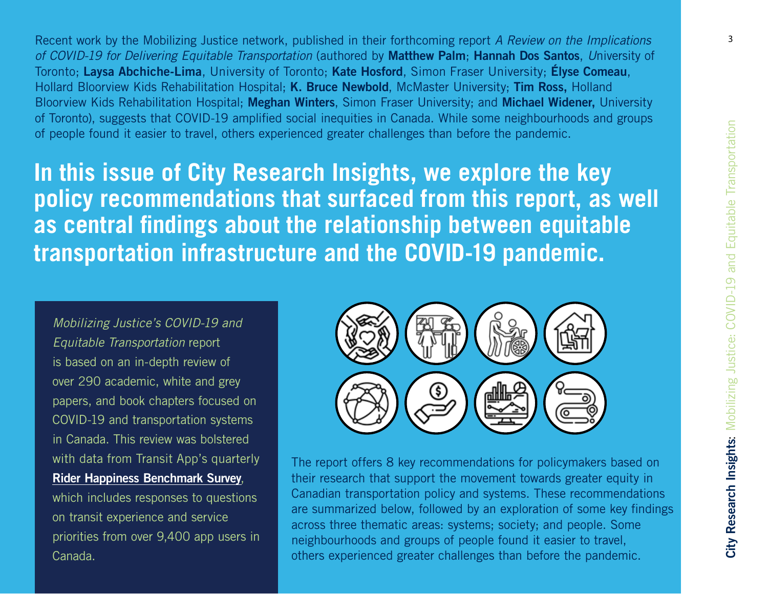Recent work by the Mobilizing Justice network, published in their forthcoming report *A Review on the Implications of COVID-19 for Delivering Equitable Transportation* (authored by **Matthew Palm**; **Hannah Dos Santos**, *U*niversity of Toronto; **Laysa Abchiche-Lima**, University of Toronto; **Kate Hosford**, Simon Fraser University; **Élyse Comeau**, Hollard Bloorview Kids Rehabilitation Hospital; **K. Bruce Newbold**, McMaster University; **Tim Ross,** Holland Bloorview Kids Rehabilitation Hospital; **Meghan Winters**, Simon Fraser University; and **Michael Widener,** University of Toronto), suggests that COVID-19 amplified social inequities in Canada. While some neighbourhoods and groups of people found it easier to travel, others experienced greater challenges than before the pandemic.

## In this issue of City Research Insights, we explore the key policy recommendations that surfaced from this report, as well as central findings about the relationship between equitable transportation infrastructure and the COVID-19 pandemic.

*Mobilizing Justice's COVID-19 and Equitable Transportation* report is based on an in-depth review of over 290 academic, white and grey papers, and book chapters focused on COVID-19 and transportation systems in Canada. This review was bolstered with data from Transit App's quarterly **Rider Happiness Benchmark Survey**, which includes responses to questions on transit experience and service priorities from over 9,400 app users in Canada.

The report offers 8 key recommendations for policymakers based on their research that support the movement towards greater equity in Canadian transportation policy and systems. These recommendations are summarized below, followed by an exploration of some key findings across three thematic areas: systems; society; and people. Some neighbourhoods and groups of people found it easier to travel, others experienced greater challenges than before the pandemic.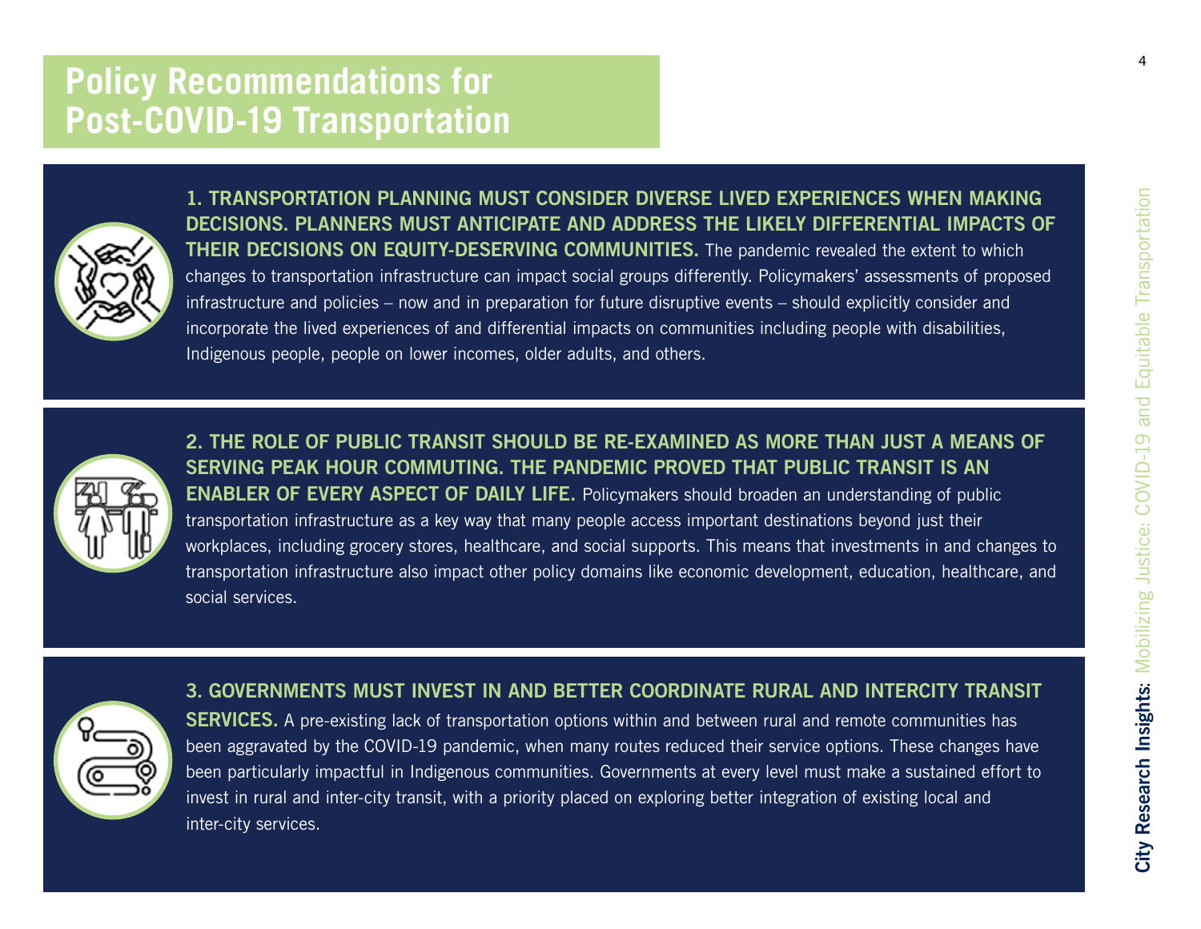# Policy Recommendations for Post-COVID-19 Transportation

**1. TRANSPORTATION PLANNING MUST CONSIDER DIVERSE LIVED EXPERIENCES WHEN MAKING DECISIONS. PLANNERS MUST ANTICIPATE AND ADDRESS THE LIKELY DIFFERENTIAL IMPACTS OF THEIR DECISIONS ON EQUITY-DESERVING COMMUNITIES.** The pandemic revealed the extent to which changes to transportation infrastructure can impact social groups differently. Policymakers' assessments of proposed infrastructure and policies – now and in preparation for future disruptive events – should explicitly consider and incorporate the lived experiences of and differential impacts on communities including people with disabilities, Indigenous people, people on lower incomes, older adults, and others.

**2. THE ROLE OF PUBLIC TRANSIT SHOULD BE RE-EXAMINED AS MORE THAN JUST A MEANS OF SERVING PEAK HOUR COMMUTING. THE PANDEMIC PROVED THAT PUBLIC TRANSIT IS AN ENABLER OF EVERY ASPECT OF DAILY LIFE.** Policymakers should broaden an understanding of public transportation infrastructure as a key way that many people access important destinations beyond just their workplaces, including grocery stores, healthcare, and social supports. This means that investments in and changes to transportation infrastructure also impact other policy domains like economic development, education, healthcare, and social services.

**3. GOVERNMENTS MUST INVEST IN AND BETTER COORDINATE RURAL AND INTERCITY TRANSIT SERVICES.** A pre-existing lack of transportation options within and between rural and remote communities has been aggravated by the COVID-19 pandemic, when many routes reduced their service options. These changes have been particularly impactful in Indigenous communities. Governments at every level must make a sustained effort to invest in rural and inter-city transit, with a priority placed on exploring better integration of existing local and inter-city services.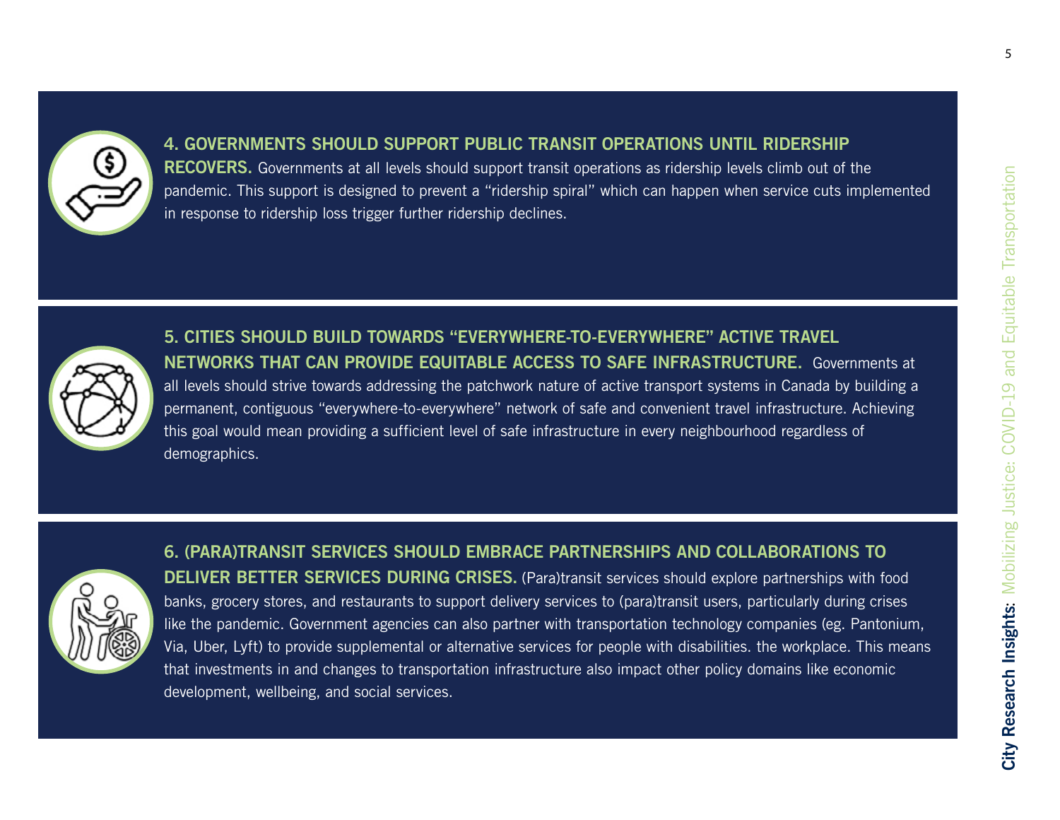**4. GOVERNMENTS SHOULD SUPPORT PUBLIC TRANSIT OPERATIONS UNTIL RIDERSHIP RECOVERS.** Governments at all levels should support transit operations as ridership levels climb out of the pandemic. This support is designed to prevent a "ridership spiral" which can happen when service cuts implemented in response to ridership loss trigger further ridership declines.

**5. CITIES SHOULD BUILD TOWARDS "EVERYWHERE-TO-EVERYWHERE" ACTIVE TRAVEL NETWORKS THAT CAN PROVIDE EQUITABLE ACCESS TO SAFE INFRASTRUCTURE.** Governments at all levels should strive towards addressing the patchwork nature of active transport systems in Canada by building a permanent, contiguous "everywhere-to-everywhere" network of safe and convenient travel infrastructure. Achieving this goal would mean providing a sufficient level of safe infrastructure in every neighbourhood regardless of demographics.

**6. (PARA)TRANSIT SERVICES SHOULD EMBRACE PARTNERSHIPS AND COLLABORATIONS TO DELIVER BETTER SERVICES DURING CRISES.** (Para)transit services should explore partnerships with food banks, grocery stores, and restaurants to support delivery services to (para)transit users, particularly during crises like the pandemic. Government agencies can also partner with transportation technology companies (eg. Pantonium, Via, Uber, Lyft) to provide supplemental or alternative services for people with disabilities. the workplace. This means that investments in and changes to transportation infrastructure also impact other policy domains like economic development, wellbeing, and social services.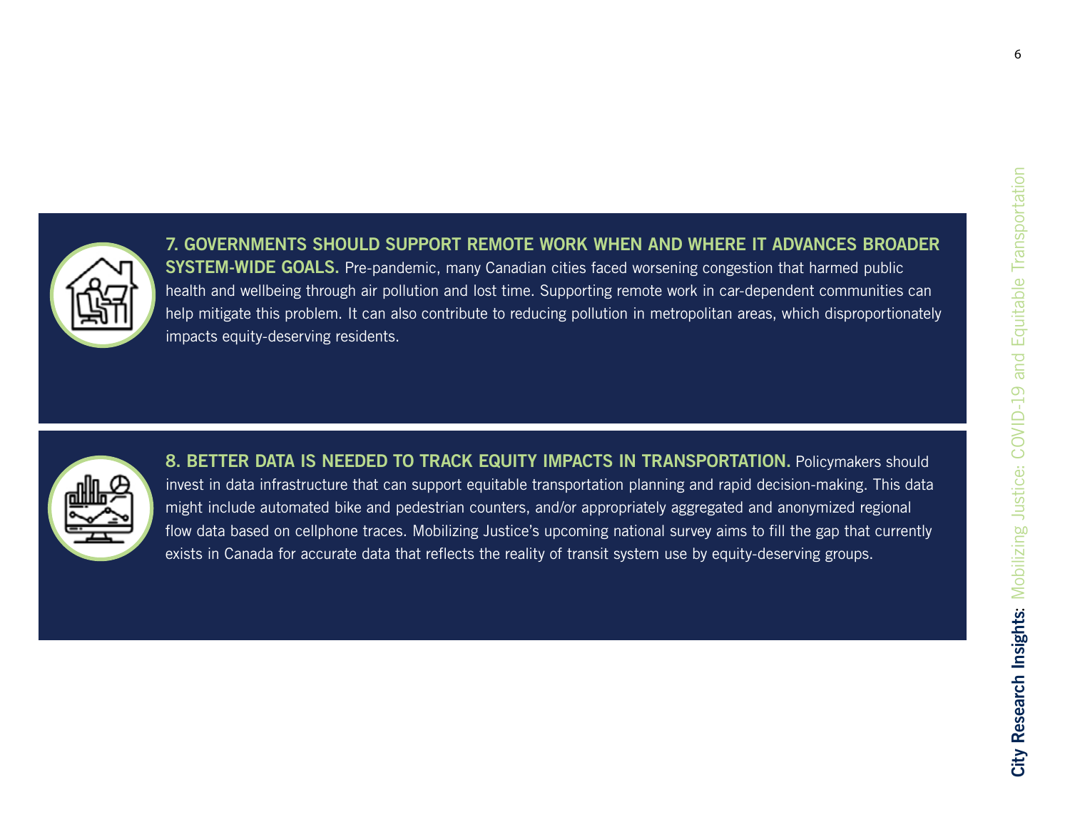**7. GOVERNMENTS SHOULD SUPPORT REMOTE WORK WHEN AND WHERE IT ADVANCES BROADER SYSTEM-WIDE GOALS.** Pre-pandemic, many Canadian cities faced worsening congestion that harmed public health and wellbeing through air pollution and lost time. Supporting remote work in car-dependent communities can help mitigate this problem. It can also contribute to reducing pollution in metropolitan areas, which disproportionately impacts equity-deserving residents.

**8. BETTER DATA IS NEEDED TO TRACK EQUITY IMPACTS IN TRANSPORTATION.** Policymakers should invest in data infrastructure that can support equitable transportation planning and rapid decision-making. This data might include automated bike and pedestrian counters, and/or appropriately aggregated and anonymized regional flow data based on cellphone traces. Mobilizing Justice's upcoming national survey aims to fill the gap that currently exists in Canada for accurate data that reflects the reality of transit system use by equity-deserving groups.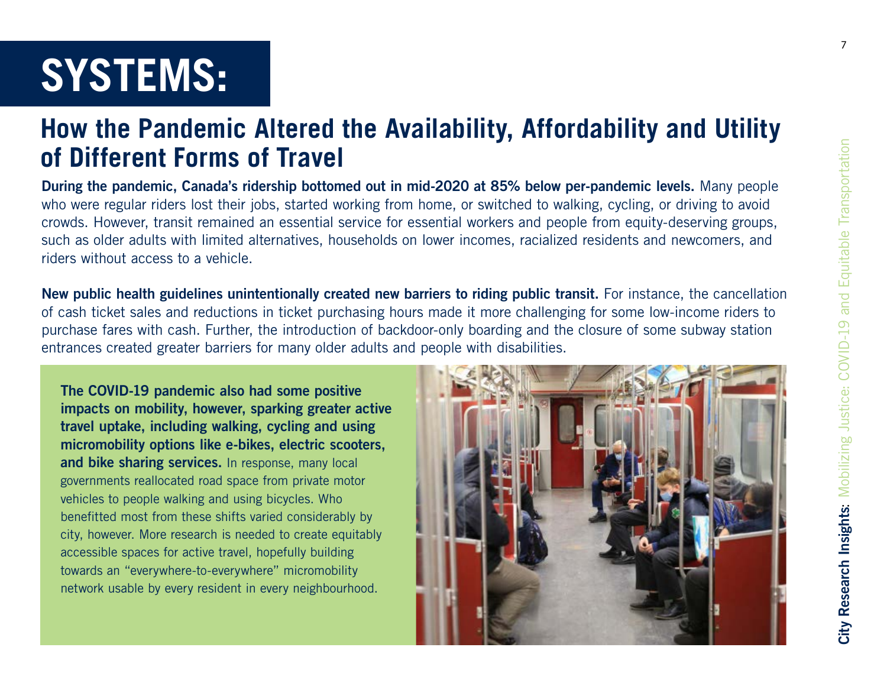# SYSTEMS:

## How the Pandemic Altered the Availability, Affordability and Utility of Different Forms of Travel

**During the pandemic, Canada's ridership bottomed out in mid-2020 at 85% below per-pandemic levels.** Many people who were regular riders lost their jobs, started working from home, or switched to walking, cycling, or driving to avoid crowds. However, transit remained an essential service for essential workers and people from equity-deserving groups, such as older adults with limited alternatives, households on lower incomes, racialized residents and newcomers, and riders without access to a vehicle.

**New public health guidelines unintentionally created new barriers to riding public transit.** For instance, the cancellation of cash ticket sales and reductions in ticket purchasing hours made it more challenging for some low-income riders to purchase fares with cash. Further, the introduction of backdoor-only boarding and the closure of some subway station entrances created greater barriers for many older adults and people with disabilities.

**The COVID-19 pandemic also had some positive impacts on mobility, however, sparking greater active travel uptake, including walking, cycling and using micromobility options like e-bikes, electric scooters, and bike sharing services.** In response, many local governments reallocated road space from private motor vehicles to people walking and using bicycles. Who benefitted most from these shifts varied considerably by city, however. More research is needed to create equitably accessible spaces for active travel, hopefully building towards an "everywhere-to-everywhere" micromobility network usable by every resident in every neighbourhood.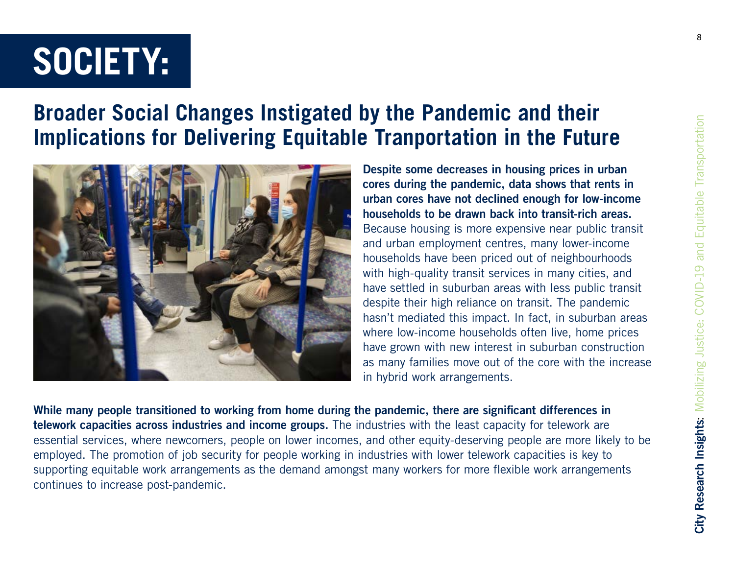# SOCIETY:

## Broader Social Changes Instigated by the Pandemic and their Implications for Delivering Equitable Tranportation in the Future

**Despite some decreases in housing prices in urban cores during the pandemic, data shows that rents in urban cores have not declined enough for low-income households to be drawn back into transit-rich areas.** Because housing is more expensive near public transit and urban employment centres, many lower-income households have been priced out of neighbourhoods with high-quality transit services in many cities, and have settled in suburban areas with less public transit despite their high reliance on transit. The pandemic hasn't mediated this impact. In fact, in suburban areas where low-income households often live, home prices have grown with new interest in suburban construction as many families move out of the core with the increase in hybrid work arrangements.

**While many people transitioned to working from home during the pandemic, there are significant differences in telework capacities across industries and income groups.** The industries with the least capacity for telework are essential services, where newcomers, people on lower incomes, and other equity-deserving people are more likely to be employed. The promotion of job security for people working in industries with lower telework capacities is key to supporting equitable work arrangements as the demand amongst many workers for more flexible work arrangements continues to increase post-pandemic.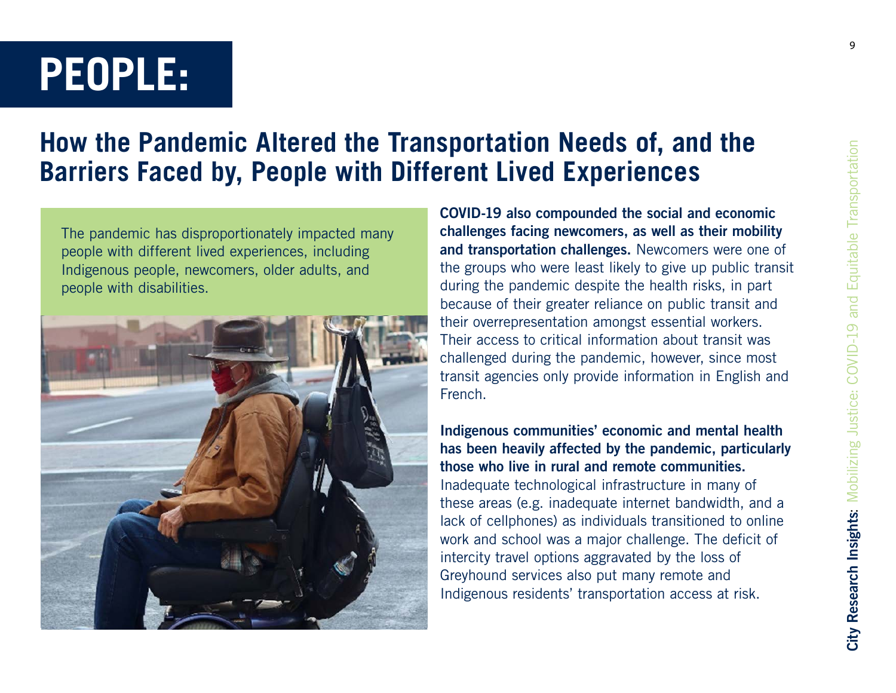# PEOPLE:

## How the Pandemic Altered the Transportation Needs of, and the Barriers Faced by, People with Different Lived Experiences

The pandemic has disproportionately impacted many people with different lived experiences, including Indigenous people, newcomers, older adults, and people with disabilities.

**COVID-19 also compounded the social and economic challenges facing newcomers, as well as their mobility and transportation challenges.** Newcomers were one of the groups who were least likely to give up public transit during the pandemic despite the health risks, in part because of their greater reliance on public transit and their overrepresentation amongst essential workers. Their access to critical information about transit was challenged during the pandemic, however, since most transit agencies only provide information in English and French.

**Indigenous communities' economic and mental health has been heavily affected by the pandemic, particularly those who live in rural and remote communities.** Inadequate technological infrastructure in many of these areas (e.g. inadequate internet bandwidth, and a lack of cellphones) as individuals transitioned to online work and school was a major challenge. The deficit of intercity travel options aggravated by the loss of Greyhound services also put many remote and Indigenous residents' transportation access at risk.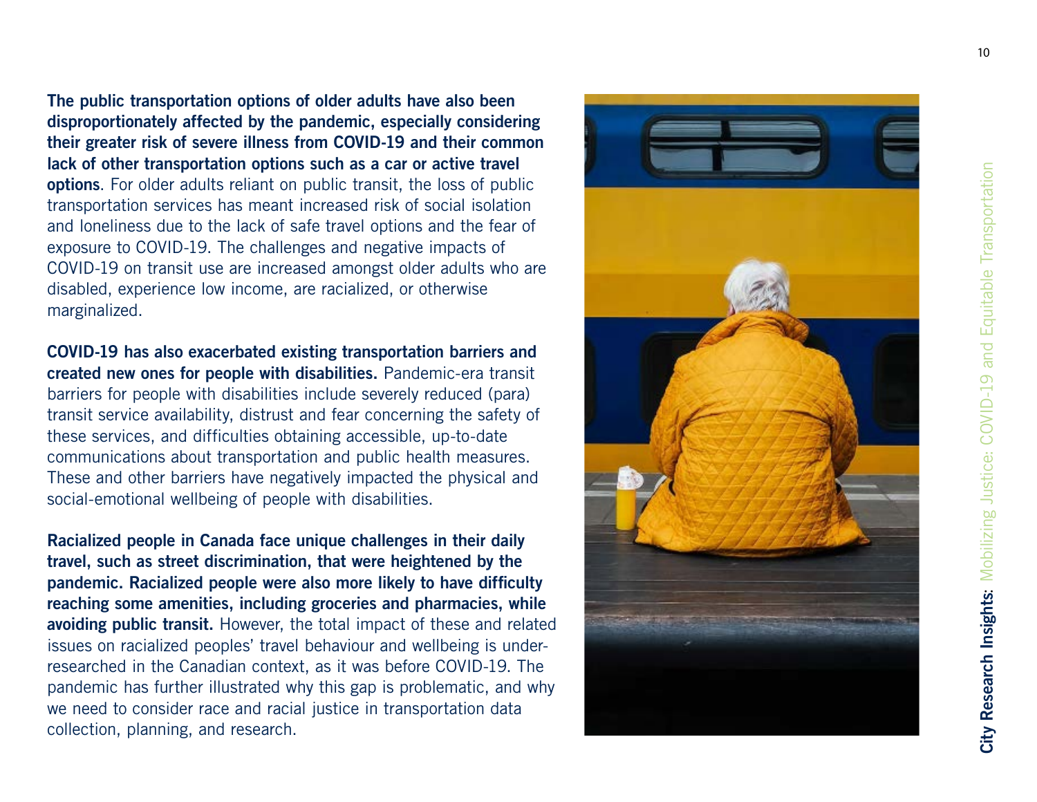**The public transportation options of older adults have also been disproportionately affected by the pandemic, especially considering their greater risk of severe illness from COVID-19 and their common lack of other transportation options such as a car or active travel options**. For older adults reliant on public transit, the loss of public transportation services has meant increased risk of social isolation and loneliness due to the lack of safe travel options and the fear of exposure to COVID-19. The challenges and negative impacts of COVID-19 on transit use are increased amongst older adults who are disabled, experience low income, are racialized, or otherwise marginalized.

**COVID-19 has also exacerbated existing transportation barriers and created new ones for people with disabilities.** Pandemic-era transit barriers for people with disabilities include severely reduced (para) transit service availability, distrust and fear concerning the safety of these services, and difficulties obtaining accessible, up-to-date communications about transportation and public health measures. These and other barriers have negatively impacted the physical and social-emotional wellbeing of people with disabilities.

**Racialized people in Canada face unique challenges in their daily travel, such as street discrimination, that were heightened by the pandemic. Racialized people were also more likely to have difficulty reaching some amenities, including groceries and pharmacies, while avoiding public transit.** However, the total impact of these and related issues on racialized peoples' travel behaviour and wellbeing is under-researched in the Canadian context, as it was before COVID-19. The pandemic has further illustrated why this gap is problematic, and why we need to consider race and racial justice in transportation data collection, planning, and research.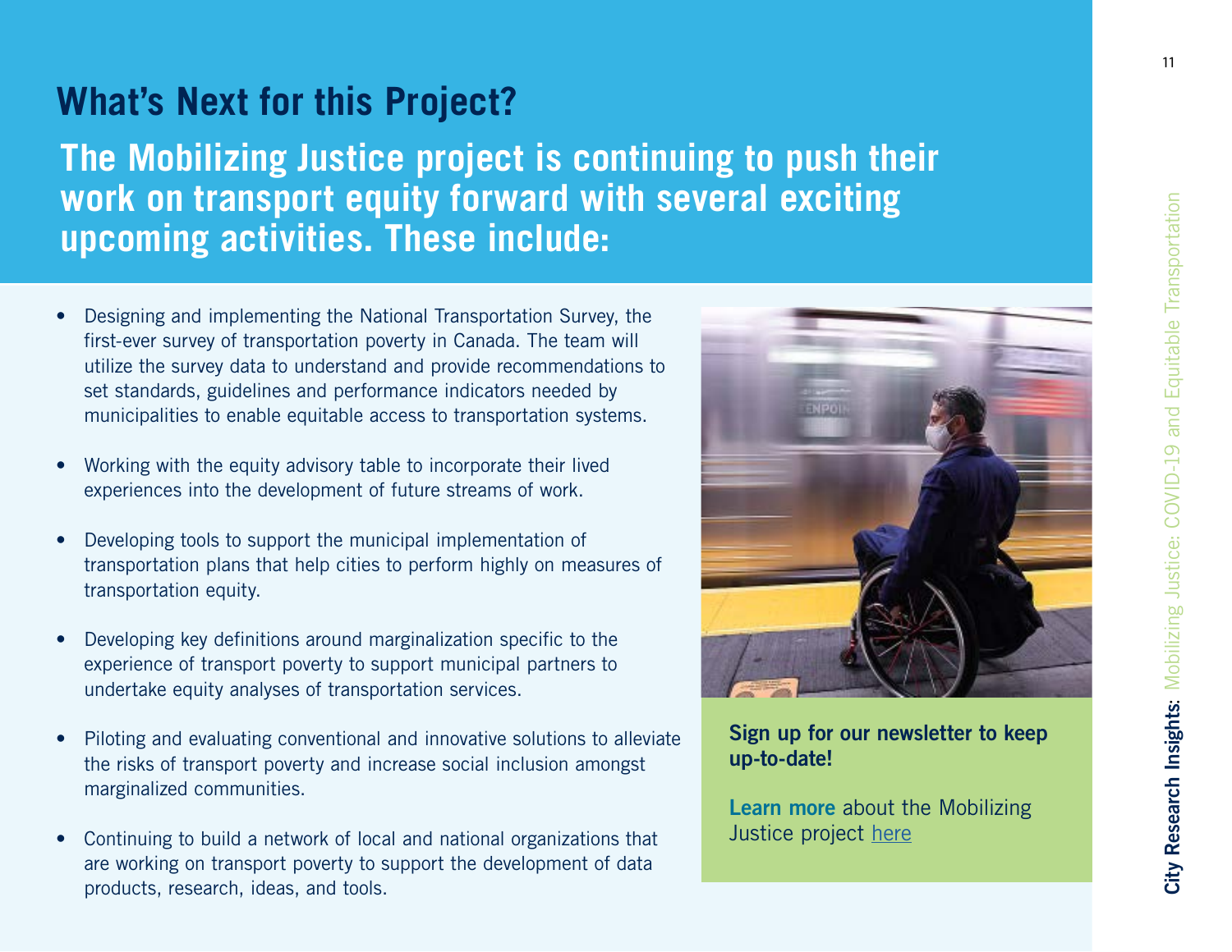## What's Next for this Project?

**The Mobilizing Justice project is continuing to push their work on transport equity forward with several exciting upcoming activities. These include:**

- Designing and implementing the National Transportation Survey, the first-ever survey of transportation poverty in Canada. The team will utilize the survey data to understand and provide recommendations to set standards, guidelines and performance indicators needed by municipalities to enable equitable access to transportation systems.
- Working with the equity advisory table to incorporate their lived experiences into the development of future streams of work.
- Developing tools to support the municipal implementation of transportation plans that help cities to perform highly on measures of transportation equity.
- Developing key definitions around marginalization specific to the experience of transport poverty to support municipal partners to undertake equity analyses of transportation services.
- Piloting and evaluating conventional and innovative solutions to alleviate the risks of transport poverty and increase social inclusion amongst marginalized communities.
- Continuing to build a network of local and national organizations that are working on transport poverty to support the development of data products, research, ideas, and tools.

**Sign up for our newsletter to keep up-to-date!**

**Learn more** about the Mobilizing Justice project here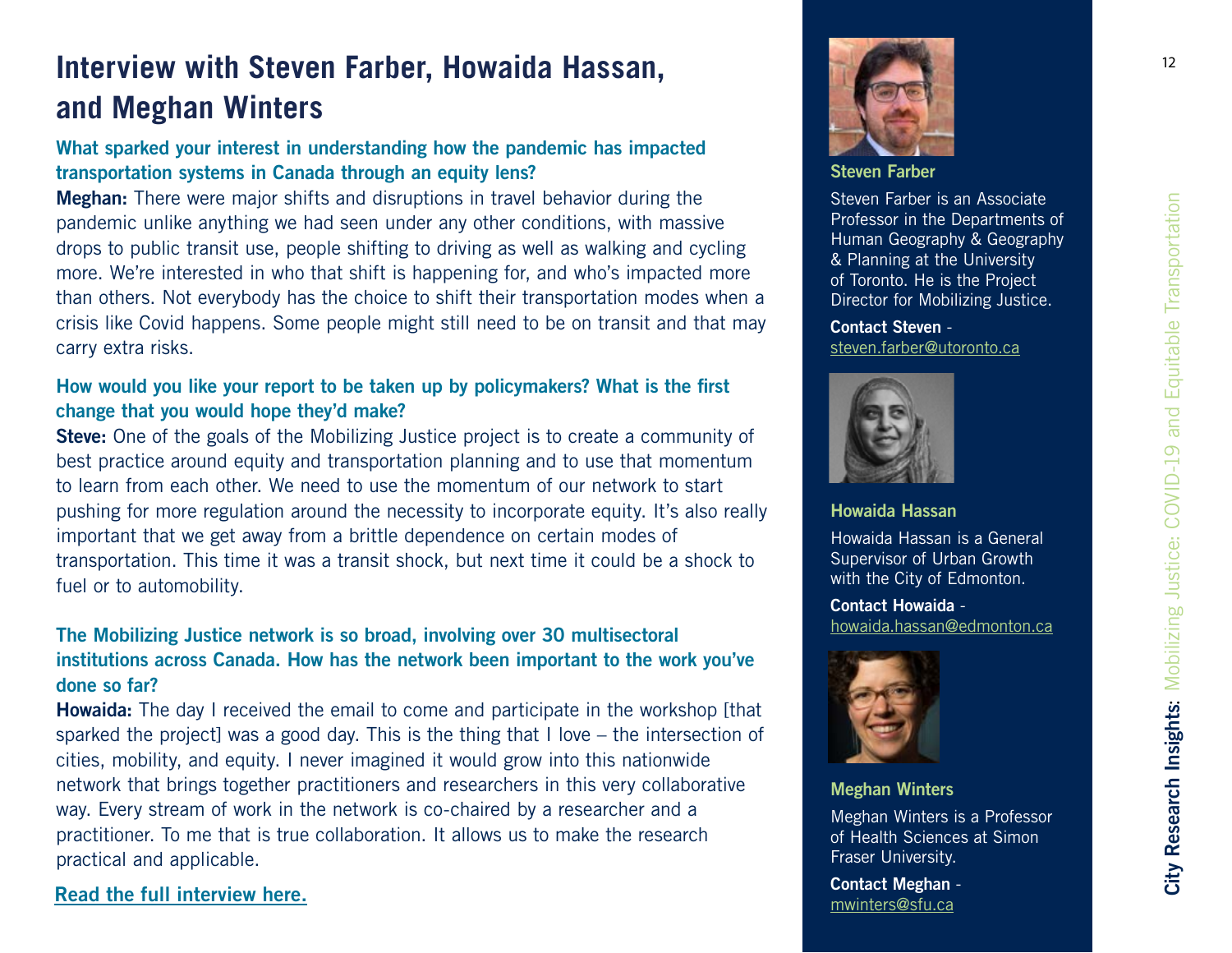# Interview with Steven Farber, Howaida Hassan, and Meghan Winters

### What sparked your interest in understanding how the pandemic has impacted transportation systems in Canada through an equity lens?

**Meghan:** There were major shifts and disruptions in travel behavior during the pandemic unlike anything we had seen under any other conditions, with massive drops to public transit use, people shifting to driving as well as walking and cycling more. We're interested in who that shift is happening for, and who's impacted more than others. Not everybody has the choice to shift their transportation modes when a crisis like Covid happens. Some people might still need to be on transit and that may carry extra risks.

### How would you like your report to be taken up by policymakers? What is the first change that you would hope they'd make?

**Steve:** One of the goals of the Mobilizing Justice project is to create a community of best practice around equity and transportation planning and to use that momentum to learn from each other. We need to use the momentum of our network to start pushing for more regulation around the necessity to incorporate equity. It's also really important that we get away from a brittle dependence on certain modes of transportation. This time it was a transit shock, but next time it could be a shock to fuel or to automobility.

### The Mobilizing Justice network is so broad, involving over 30 multisectoral institutions across Canada. How has the network been important to the work you've done so far?

**Howaida:** The day I received the email to come and participate in the workshop [that sparked the project] was a good day. This is the thing that I love – the intersection of cities, mobility, and equity. I never imagined it would grow into this nationwide network that brings together practitioners and researchers in this very collaborative way. Every stream of work in the network is co-chaired by a researcher and a practitioner. To me that is true collaboration. It allows us to make the research practical and applicable.

**Read the full interview here.**

---

**Steven Farber**

Steven Farber is an Associate Professor in the Departments of Human Geography & Geography & Planning at the University of Toronto. He is the Project Director for Mobilizing Justice.

**Contact Steven** - steven.farber@utoronto.ca

**Howaida Hassan**

Howaida Hassan is a General Supervisor of Urban Growth with the City of Edmonton.

**Contact Howaida** - howaida.hassan@edmonton.ca

**Meghan Winters**

Meghan Winters is a Professor of Health Sciences at Simon Fraser University.

**Contact Meghan** - mwinters@sfu.ca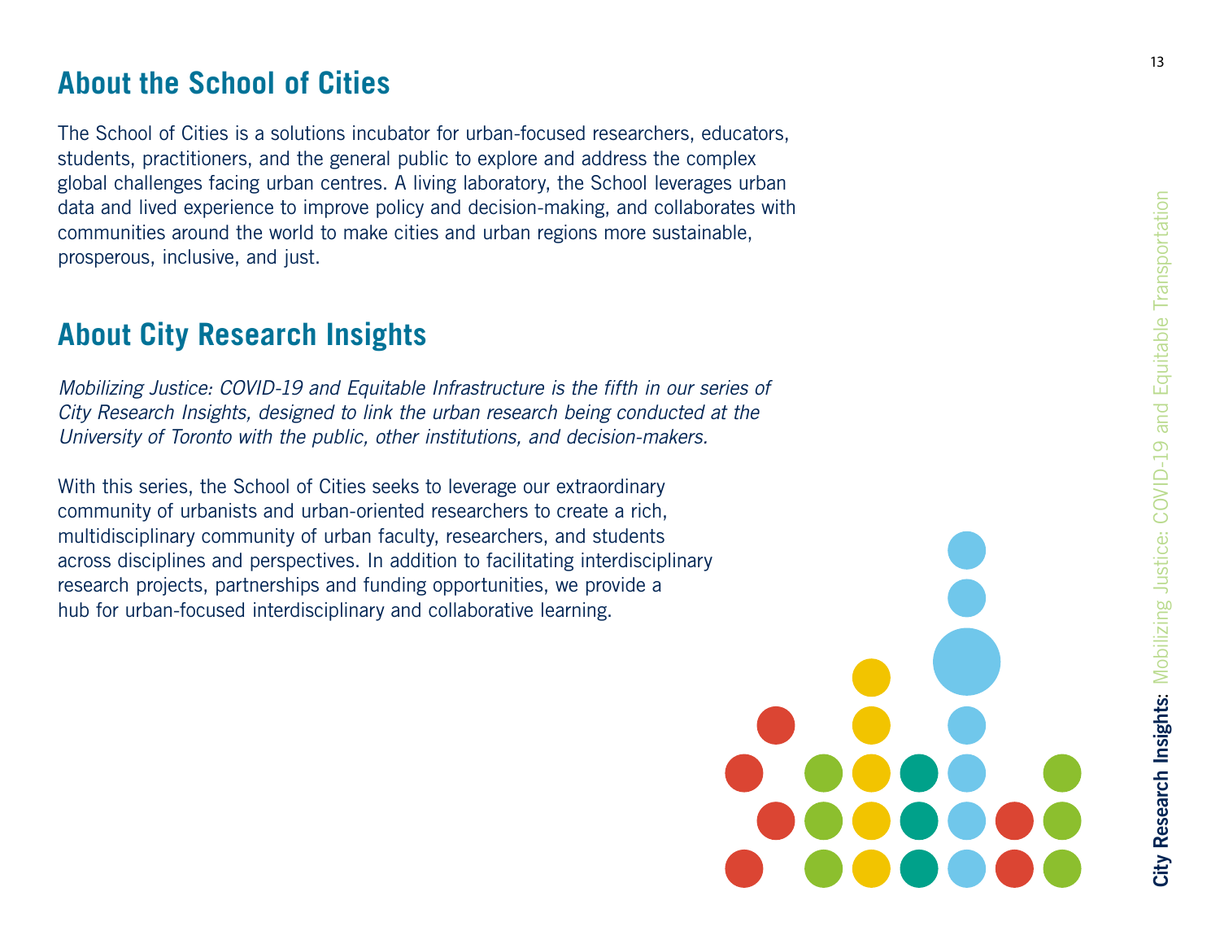## About the School of Cities

The School of Cities is a solutions incubator for urban-focused researchers, educators, students, practitioners, and the general public to explore and address the complex global challenges facing urban centres. A living laboratory, the School leverages urban data and lived experience to improve policy and decision-making, and collaborates with communities around the world to make cities and urban regions more sustainable, prosperous, inclusive, and just.

## About City Research Insights

*Mobilizing Justice: COVID-19 and Equitable Infrastructure is the fifth in our series of City Research Insights, designed to link the urban research being conducted at the University of Toronto with the public, other institutions, and decision-makers.*

With this series, the School of Cities seeks to leverage our extraordinary community of urbanists and urban-oriented researchers to create a rich, multidisciplinary community of urban faculty, researchers, and students across disciplines and perspectives. In addition to facilitating interdisciplinary research projects, partnerships and funding opportunities, we provide a hub for urban-focused interdisciplinary and collaborative learning.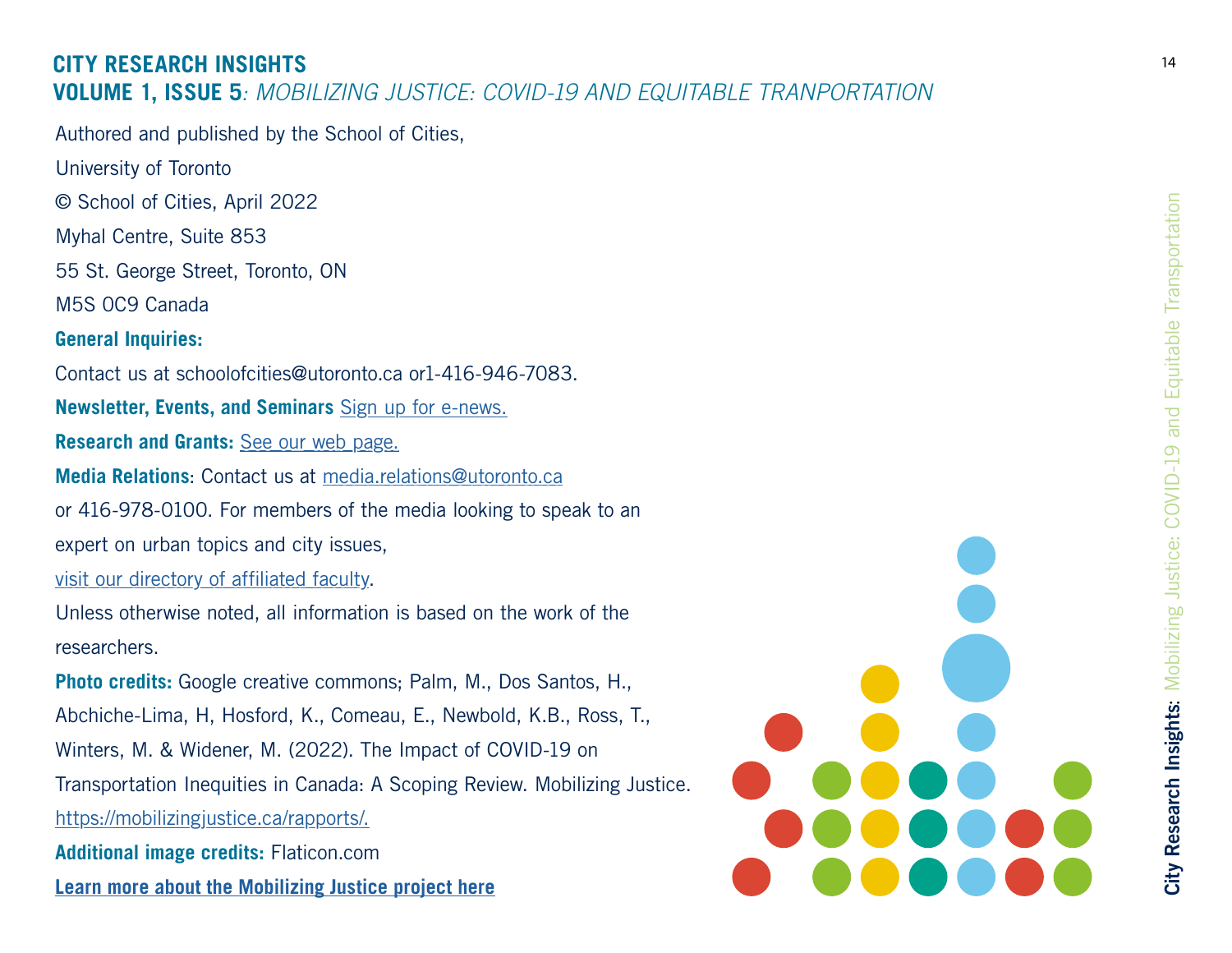# CITY RESEARCH INSIGHTS

## VOLUME 1, ISSUE 5*: MOBILIZING JUSTICE: COVID-19 AND EQUITABLE TRANPORTATION*

Authored and published by the School of Cities,

University of Toronto

© School of Cities, April 2022

Myhal Centre, Suite 853

55 St. George Street, Toronto, ON

M5S 0C9 Canada

**General Inquiries:**

Contact us at schoolofcities@utoronto.ca or1-416-946-7083.

**Newsletter, Events, and Seminars** Sign up for e-news.

**Research and Grants:** See our web page.

**Media Relations**: Contact us at media.relations@utoronto.ca or 416-978-0100. For members of the media looking to speak to an expert on urban topics and city issues, visit our directory of affiliated faculty.

Unless otherwise noted, all information is based on the work of the researchers.

**Photo credits:** Google creative commons; Palm, M., Dos Santos, H., Abchiche-Lima, H, Hosford, K., Comeau, E., Newbold, K.B., Ross, T., Winters, M. & Widener, M. (2022). The Impact of COVID-19 on Transportation Inequities in Canada: A Scoping Review. Mobilizing Justice. https://mobilizingjustice.ca/rapports/.

**Additional image credits:** Flaticon.com

**Learn more about the Mobilizing Justice project here**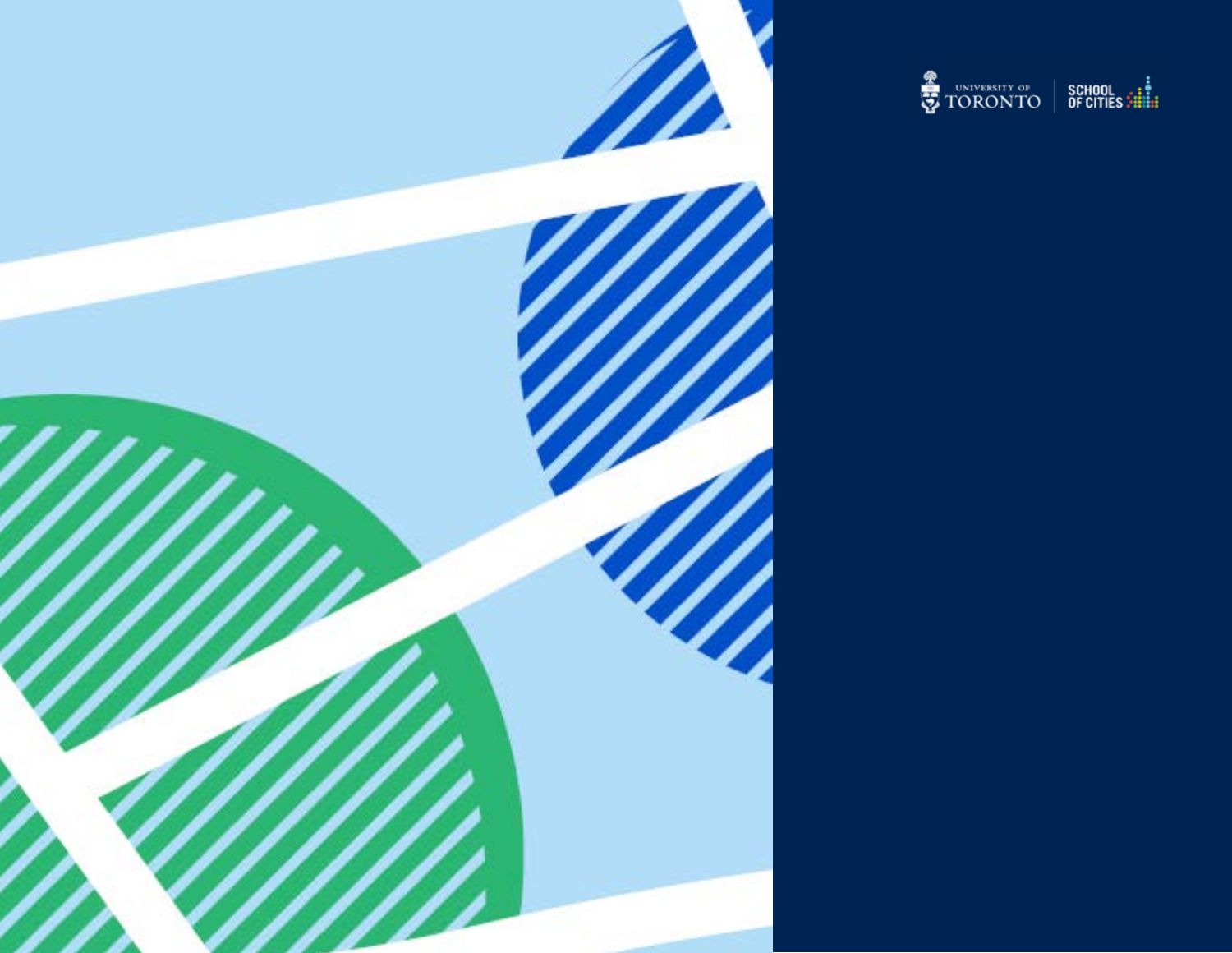UNIVERSITY OF TORONTO | SCHOOL OF CITIES